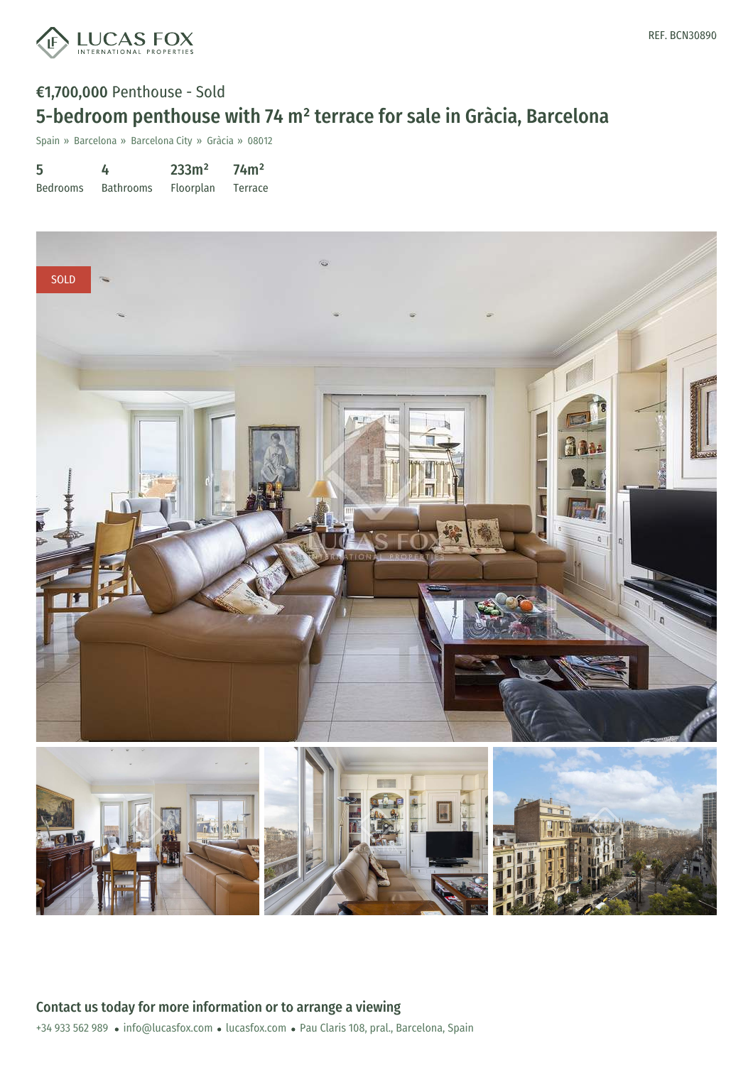REF. BCN30890

€1,700,000 Penthouse - Sold

# 5-bedroom penthouse with 74 m² terrace for sale in Gràcia, Barcelona

Spain » Barcelona » Barcelona City » Gràcia » 08012

| 5 | 4 | 233m² | 74m² |
|---|---|---|---|
| Bedrooms | Bathrooms | Floorplan | Terrace |

SOLD

## Contact us today for more information or to arrange a viewing

+34 933 562 989 • info@lucasfox.com • lucasfox.com • Pau Claris 108, pral., Barcelona, Spain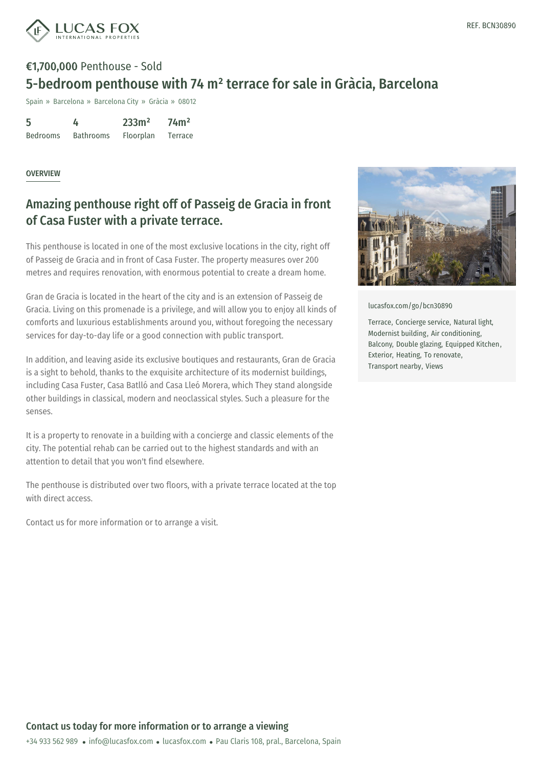REF. BCN30890

**€1,700,000** Penthouse - Sold

# 5-bedroom penthouse with 74 m² terrace for sale in Gràcia, Barcelona

Spain » Barcelona » Barcelona City » Gràcia » 08012

| 5 | 4 | 233m² | 74m² |
|---|---|---|---|
| Bedrooms | Bathrooms | Floorplan | Terrace |

## OVERVIEW

## Amazing penthouse right off of Passeig de Gracia in front of Casa Fuster with a private terrace.

This penthouse is located in one of the most exclusive locations in the city, right off of Passeig de Gracia and in front of Casa Fuster. The property measures over 200 metres and requires renovation, with enormous potential to create a dream home.

Gran de Gracia is located in the heart of the city and is an extension of Passeig de Gracia. Living on this promenade is a privilege, and will allow you to enjoy all kinds of comforts and luxurious establishments around you, without foregoing the necessary services for day-to-day life or a good connection with public transport.

In addition, and leaving aside its exclusive boutiques and restaurants, Gran de Gracia is a sight to behold, thanks to the exquisite architecture of its modernist buildings, including Casa Fuster, Casa Batlló and Casa Lleó Morera, which They stand alongside other buildings in classical, modern and neoclassical styles. Such a pleasure for the senses.

It is a property to renovate in a building with a concierge and classic elements of the city. The potential rehab can be carried out to the highest standards and with an attention to detail that you won't find elsewhere.

The penthouse is distributed over two floors, with a private terrace located at the top with direct access.

Contact us for more information or to arrange a visit.

lucasfox.com/go/bcn30890

Terrace, Concierge service, Natural light, Modernist building, Air conditioning, Balcony, Double glazing, Equipped Kitchen, Exterior, Heating, To renovate, Transport nearby, Views

## Contact us today for more information or to arrange a viewing

+34 933 562 989 • info@lucasfox.com • lucasfox.com • Pau Claris 108, pral., Barcelona, Spain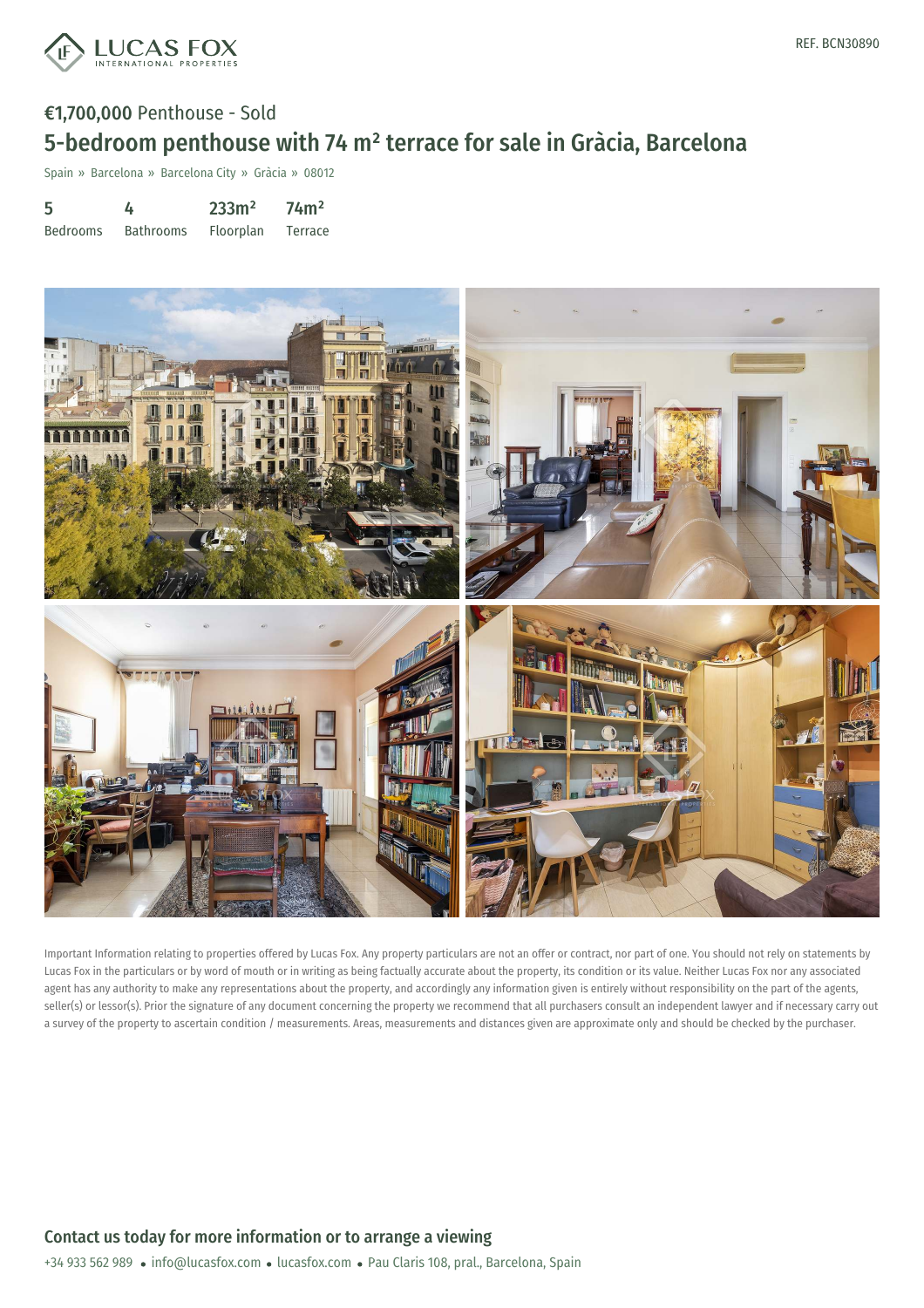REF. BCN30890

**€1,700,000** Penthouse - Sold

# 5-bedroom penthouse with 74 m² terrace for sale in Gràcia, Barcelona

Spain » Barcelona » Barcelona City » Gràcia » 08012

| 5 | 4 | 233m² | 74m² |
|---|---|---|---|
| Bedrooms | Bathrooms | Floorplan | Terrace |

Important Information relating to properties offered by Lucas Fox. Any property particulars are not an offer or contract, nor part of one. You should not rely on statements by Lucas Fox in the particulars or by word of mouth or in writing as being factually accurate about the property, its condition or its value. Neither Lucas Fox nor any associated agent has any authority to make any representations about the property, and accordingly any information given is entirely without responsibility on the part of the agents, seller(s) or lessor(s). Prior the signature of any document concerning the property we recommend that all purchasers consult an independent lawyer and if necessary carry out a survey of the property to ascertain condition / measurements. Areas, measurements and distances given are approximate only and should be checked by the purchaser.

## Contact us today for more information or to arrange a viewing

+34 933 562 989 • info@lucasfox.com • lucasfox.com • Pau Claris 108, pral., Barcelona, Spain